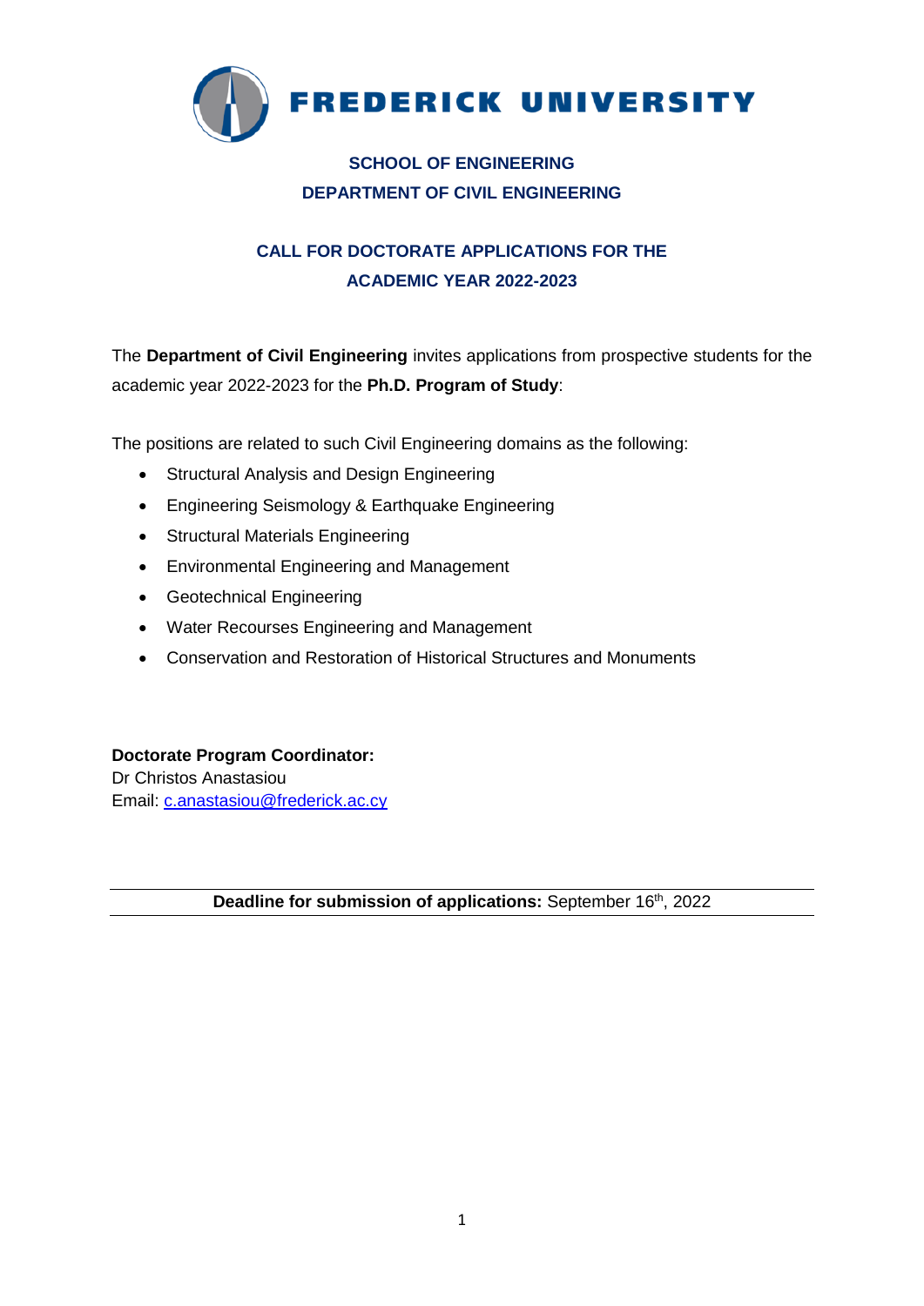# FREDERICK UNIVERSITY

## SCHOOL OF ENGINEERING
## DEPARTMENT OF CIVIL ENGINEERING

## CALL FOR DOCTORATE APPLICATIONS FOR THE ACADEMIC YEAR 2022-2023

The **Department of Civil Engineering** invites applications from prospective students for the academic year 2022-2023 for the **Ph.D. Program of Study**:

The positions are related to such Civil Engineering domains as the following:

- Structural Analysis and Design Engineering
- Engineering Seismology & Earthquake Engineering
- Structural Materials Engineering
- Environmental Engineering and Management
- Geotechnical Engineering
- Water Recourses Engineering and Management
- Conservation and Restoration of Historical Structures and Monuments

**Doctorate Program Coordinator:**
Dr Christos Anastasiou
Email: c.anastasiou@frederick.ac.cy

---

**Deadline for submission of applications:** September 16th, 2022

---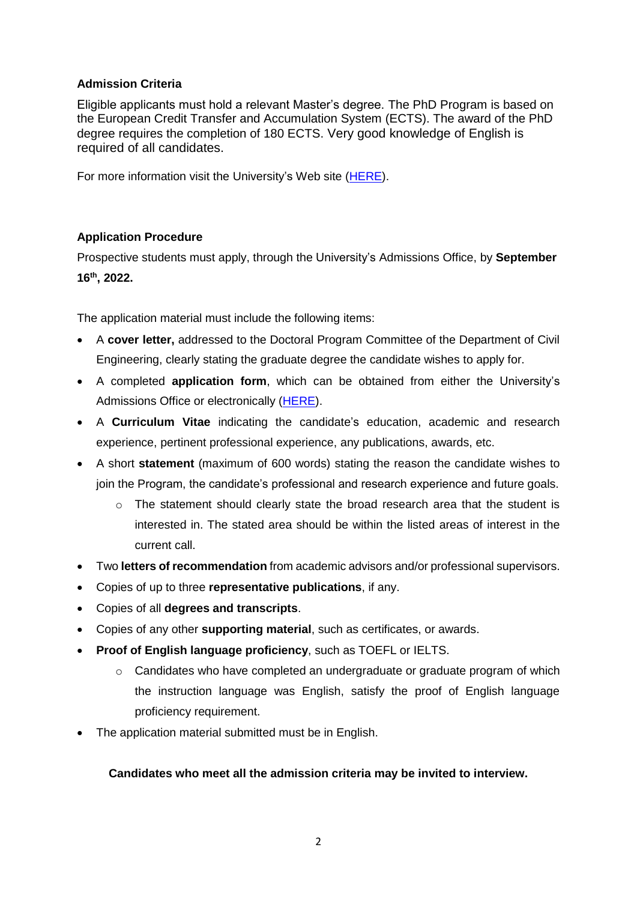**Admission Criteria**

Eligible applicants must hold a relevant Master's degree. The PhD Program is based on the European Credit Transfer and Accumulation System (ECTS). The award of the PhD degree requires the completion of 180 ECTS. Very good knowledge of English is required of all candidates.

For more information visit the University's Web site (HERE).

**Application Procedure**

Prospective students must apply, through the University's Admissions Office, by **September 16th, 2022.**

The application material must include the following items:

- A **cover letter,** addressed to the Doctoral Program Committee of the Department of Civil Engineering, clearly stating the graduate degree the candidate wishes to apply for.
- A completed **application form**, which can be obtained from either the University's Admissions Office or electronically (HERE).
- A **Curriculum Vitae** indicating the candidate's education, academic and research experience, pertinent professional experience, any publications, awards, etc.
- A short **statement** (maximum of 600 words) stating the reason the candidate wishes to join the Program, the candidate's professional and research experience and future goals.
  - The statement should clearly state the broad research area that the student is interested in. The stated area should be within the listed areas of interest in the current call.
- Two **letters of recommendation** from academic advisors and/or professional supervisors.
- Copies of up to three **representative publications**, if any.
- Copies of all **degrees and transcripts**.
- Copies of any other **supporting material**, such as certificates, or awards.
- **Proof of English language proficiency**, such as TOEFL or IELTS.
  - Candidates who have completed an undergraduate or graduate program of which the instruction language was English, satisfy the proof of English language proficiency requirement.
- The application material submitted must be in English.

**Candidates who meet all the admission criteria may be invited to interview.**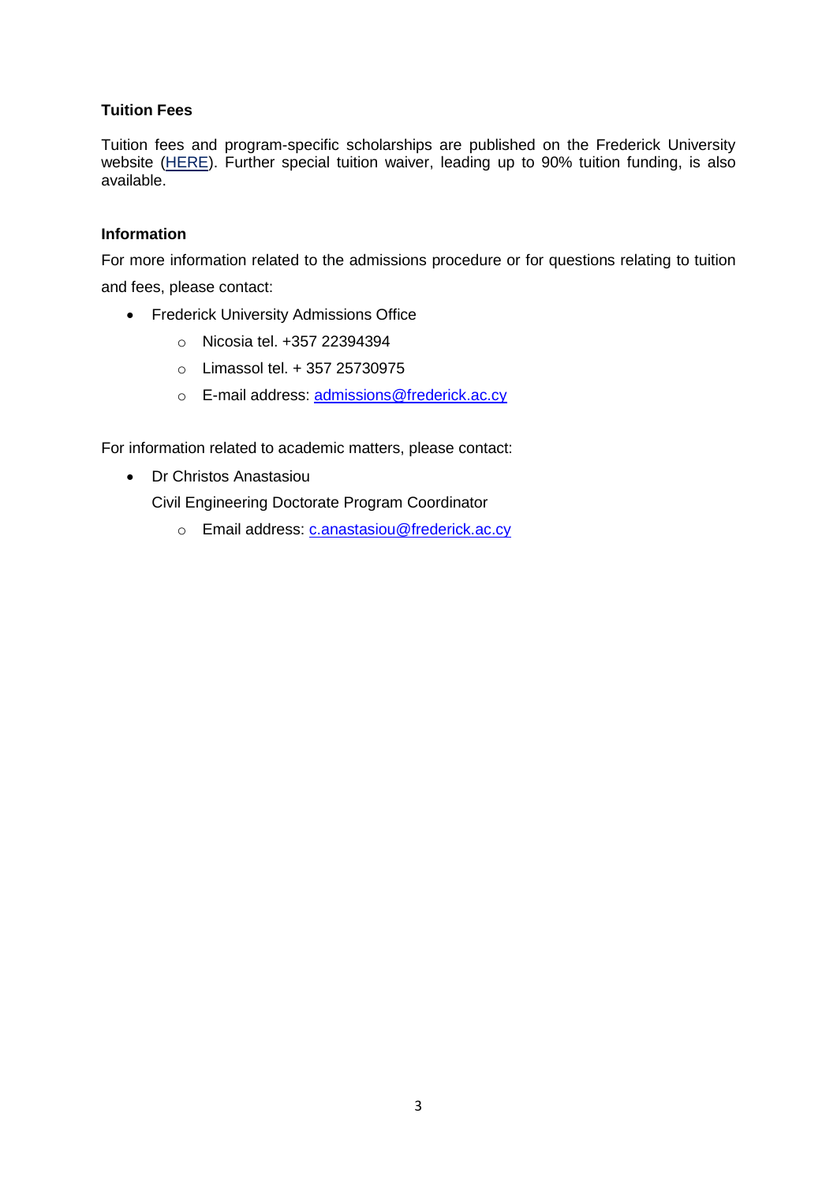### Tuition Fees

Tuition fees and program-specific scholarships are published on the Frederick University website (HERE). Further special tuition waiver, leading up to 90% tuition funding, is also available.

### Information

For more information related to the admissions procedure or for questions relating to tuition and fees, please contact:

- Frederick University Admissions Office
  - Nicosia tel. +357 22394394
  - Limassol tel. + 357 25730975
  - E-mail address: admissions@frederick.ac.cy

For information related to academic matters, please contact:

- Dr Christos Anastasiou

  Civil Engineering Doctorate Program Coordinator
  - Email address: c.anastasiou@frederick.ac.cy